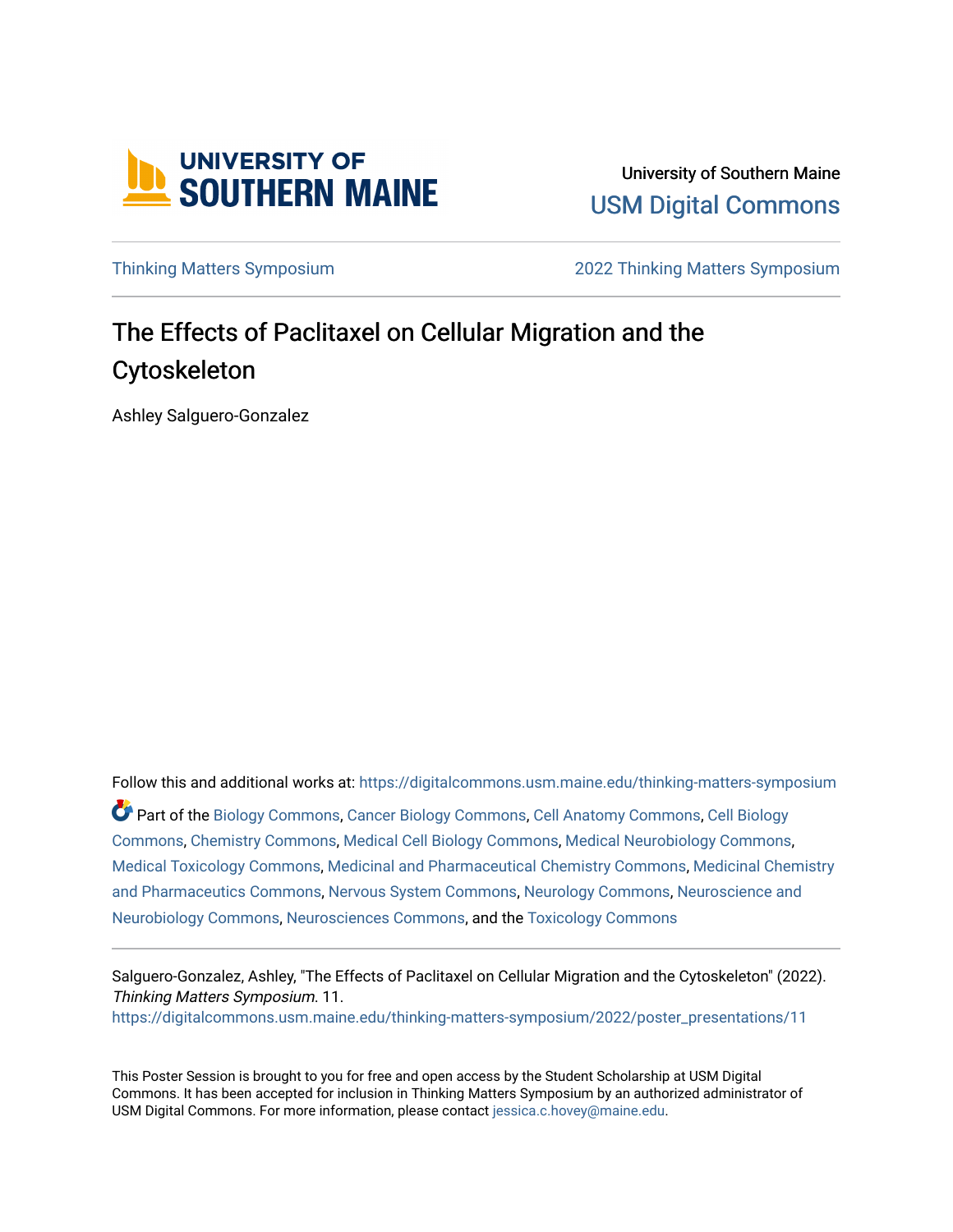University of Southern Maine

USM Digital Commons

Thinking Matters Symposium

2022 Thinking Matters Symposium

# The Effects of Paclitaxel on Cellular Migration and the Cytoskeleton

Ashley Salguero-Gonzalez

Follow this and additional works at: https://digitalcommons.usm.maine.edu/thinking-matters-symposium

Part of the Biology Commons, Cancer Biology Commons, Cell Anatomy Commons, Cell Biology Commons, Chemistry Commons, Medical Cell Biology Commons, Medical Neurobiology Commons, Medical Toxicology Commons, Medicinal and Pharmaceutical Chemistry Commons, Medicinal Chemistry and Pharmaceutics Commons, Nervous System Commons, Neurology Commons, Neuroscience and Neurobiology Commons, Neurosciences Commons, and the Toxicology Commons

Salguero-Gonzalez, Ashley, "The Effects of Paclitaxel on Cellular Migration and the Cytoskeleton" (2022). *Thinking Matters Symposium*. 11.
https://digitalcommons.usm.maine.edu/thinking-matters-symposium/2022/poster_presentations/11

This Poster Session is brought to you for free and open access by the Student Scholarship at USM Digital Commons. It has been accepted for inclusion in Thinking Matters Symposium by an authorized administrator of USM Digital Commons. For more information, please contact jessica.c.hovey@maine.edu.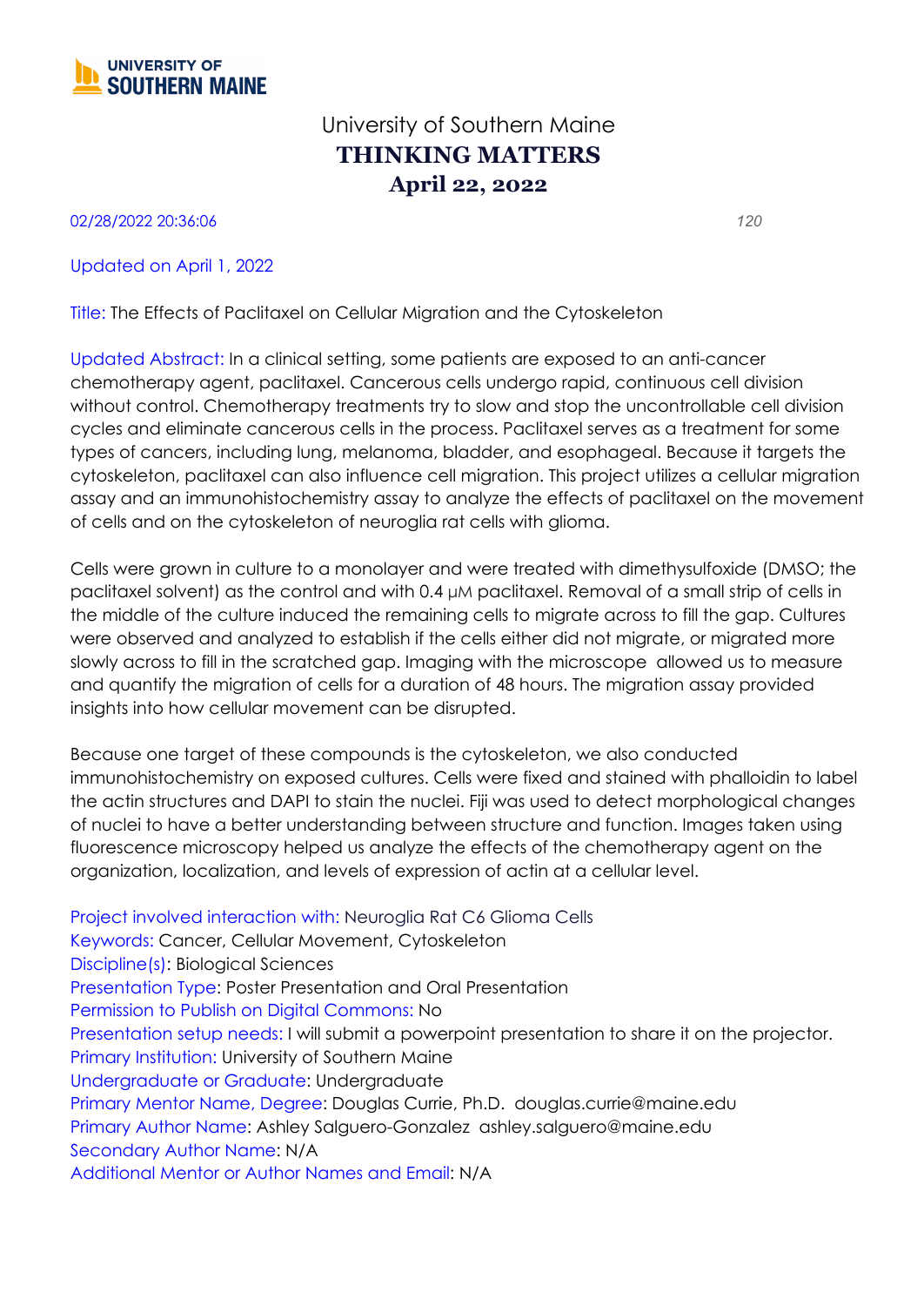University of Southern Maine

**THINKING MATTERS**

**April 22, 2022**

02/28/2022 20:36:06 *120*

Updated on April 1, 2022

Title: The Effects of Paclitaxel on Cellular Migration and the Cytoskeleton

Updated Abstract: In a clinical setting, some patients are exposed to an anti-cancer chemotherapy agent, paclitaxel. Cancerous cells undergo rapid, continuous cell division without control. Chemotherapy treatments try to slow and stop the uncontrollable cell division cycles and eliminate cancerous cells in the process. Paclitaxel serves as a treatment for some types of cancers, including lung, melanoma, bladder, and esophageal. Because it targets the cytoskeleton, paclitaxel can also influence cell migration. This project utilizes a cellular migration assay and an immunohistochemistry assay to analyze the effects of paclitaxel on the movement of cells and on the cytoskeleton of neuroglia rat cells with glioma.

Cells were grown in culture to a monolayer and were treated with dimethysulfoxide (DMSO; the paclitaxel solvent) as the control and with 0.4 μM paclitaxel. Removal of a small strip of cells in the middle of the culture induced the remaining cells to migrate across to fill the gap. Cultures were observed and analyzed to establish if the cells either did not migrate, or migrated more slowly across to fill in the scratched gap. Imaging with the microscope allowed us to measure and quantify the migration of cells for a duration of 48 hours. The migration assay provided insights into how cellular movement can be disrupted.

Because one target of these compounds is the cytoskeleton, we also conducted immunohistochemistry on exposed cultures. Cells were fixed and stained with phalloidin to label the actin structures and DAPI to stain the nuclei. Fiji was used to detect morphological changes of nuclei to have a better understanding between structure and function. Images taken using fluorescence microscopy helped us analyze the effects of the chemotherapy agent on the organization, localization, and levels of expression of actin at a cellular level.

Project involved interaction with: Neuroglia Rat C6 Glioma Cells
Keywords: Cancer, Cellular Movement, Cytoskeleton
Discipline(s): Biological Sciences
Presentation Type: Poster Presentation and Oral Presentation
Permission to Publish on Digital Commons: No
Presentation setup needs: I will submit a powerpoint presentation to share it on the projector.
Primary Institution: University of Southern Maine
Undergraduate or Graduate: Undergraduate
Primary Mentor Name, Degree: Douglas Currie, Ph.D. douglas.currie@maine.edu
Primary Author Name: Ashley Salguero-Gonzalez ashley.salguero@maine.edu
Secondary Author Name: N/A
Additional Mentor or Author Names and Email: N/A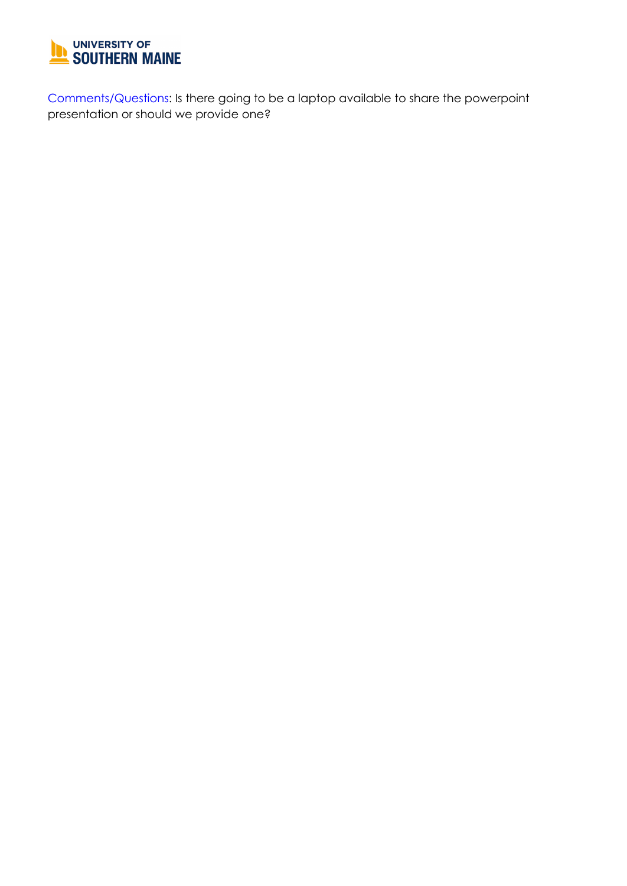Comments/Questions: Is there going to be a laptop available to share the powerpoint presentation or should we provide one?